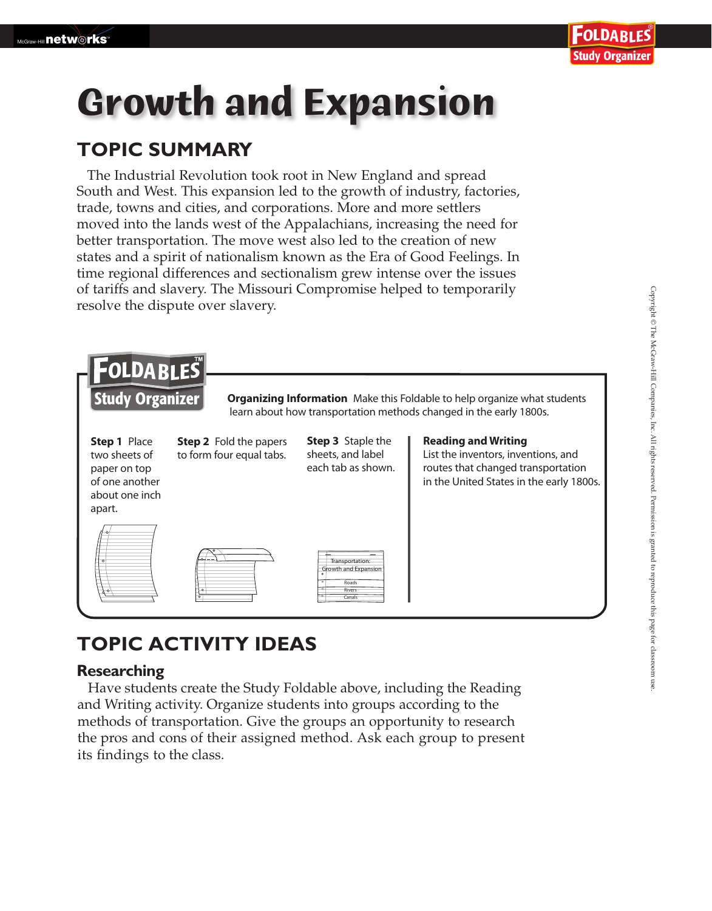# Growth and Expansion

## TOPIC SUMMARY

The Industrial Revolution took root in New England and spread South and West. This expansion led to the growth of industry, factories, trade, towns and cities, and corporations. More and more settlers moved into the lands west of the Appalachians, increasing the need for better transportation. The move west also led to the creation of new states and a spirit of nationalism known as the Era of Good Feelings. In time regional differences and sectionalism grew intense over the issues of tariffs and slavery. The Missouri Compromise helped to temporarily resolve the dispute over slavery.

**FOLDABLES Study Organizer**

**Organizing Information** Make this Foldable to help organize what students learn about how transportation methods changed in the early 1800s.

**Step 1** Place two sheets of paper on top of one another about one inch apart.

**Step 2** Fold the papers to form four equal tabs.

**Step 3** Staple the sheets, and label each tab as shown.

Transportation: Growth and Expansion
Roads
Rivers
Canals

**Reading and Writing**
List the inventors, inventions, and routes that changed transportation in the United States in the early 1800s.

## TOPIC ACTIVITY IDEAS

### Researching

Have students create the Study Foldable above, including the Reading and Writing activity. Organize students into groups according to the methods of transportation. Give the groups an opportunity to research the pros and cons of their assigned method. Ask each group to present its findings to the class.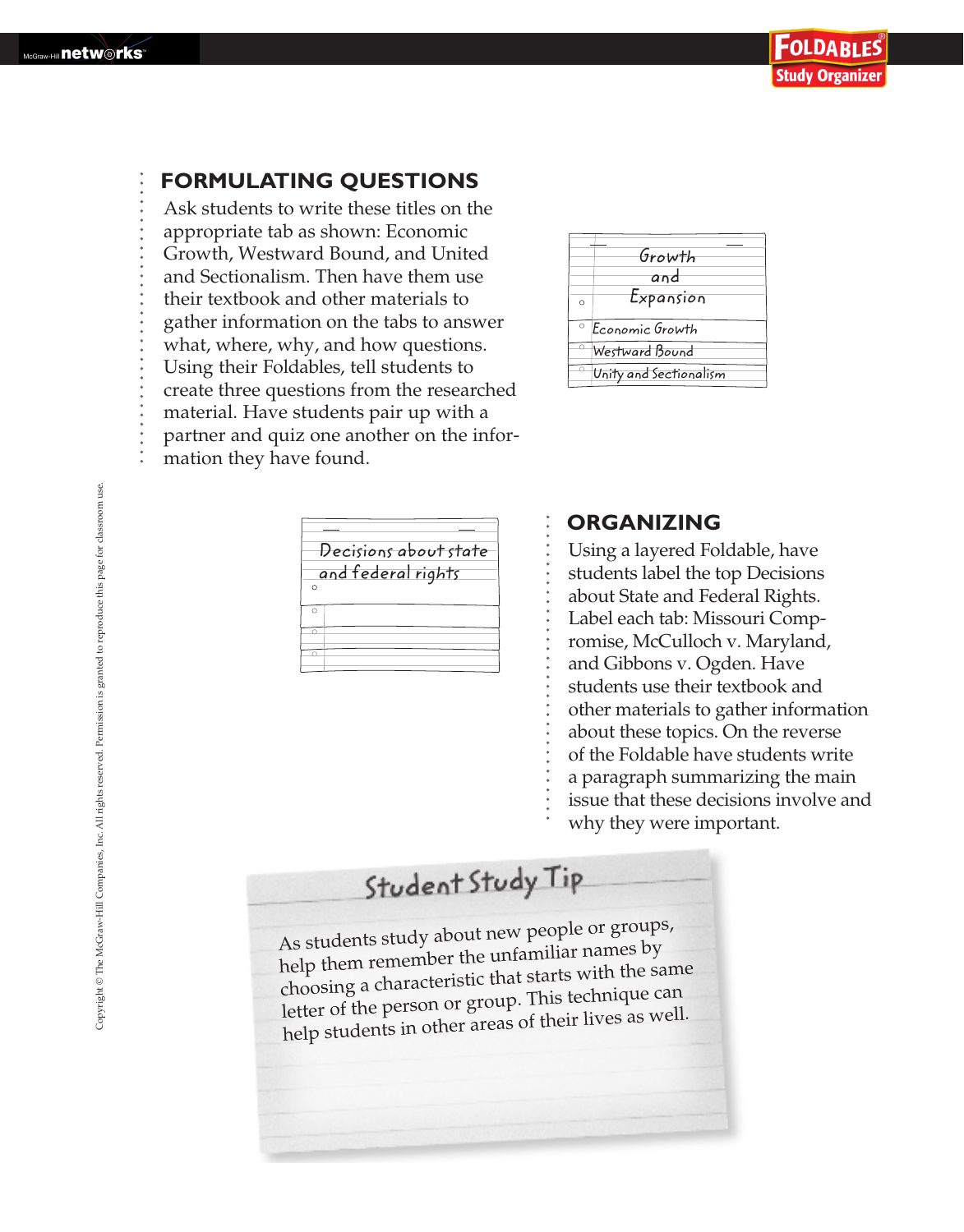## FORMULATING QUESTIONS

Ask students to write these titles on the appropriate tab as shown: Economic Growth, Westward Bound, and United and Sectionalism. Then have them use their textbook and other materials to gather information on the tabs to answer what, where, why, and how questions. Using their Foldables, tell students to create three questions from the researched material. Have students pair up with a partner and quiz one another on the information they have found.

Growth and Expansion

Economic Growth

Westward Bound

Unity and Sectionalism

Decisions about state and federal rights

## ORGANIZING

Using a layered Foldable, have students label the top Decisions about State and Federal Rights. Label each tab: Missouri Compromise, McCulloch v. Maryland, and Gibbons v. Ogden. Have students use their textbook and other materials to gather information about these topics. On the reverse of the Foldable have students write a paragraph summarizing the main issue that these decisions involve and why they were important.

### Student Study Tip

As students study about new people or groups, help them remember the unfamiliar names by choosing a characteristic that starts with the same letter of the person or group. This technique can help students in other areas of their lives as well.

Copyright © The McGraw-Hill Companies, Inc. All rights reserved. Permission is granted to reproduce this page for classroom use.